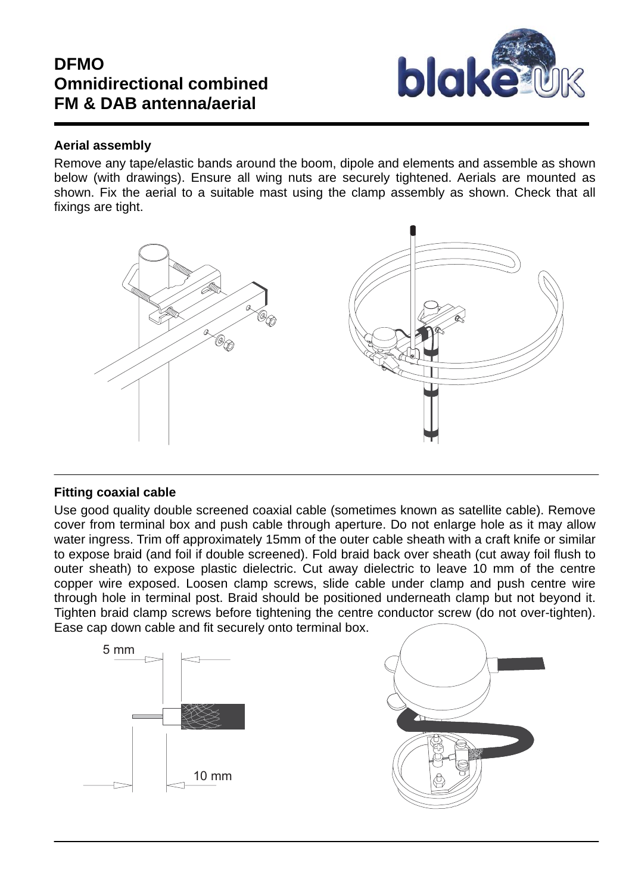# DFMO
# Omnidirectional combined FM & DAB antenna/aerial

## Aerial assembly

Remove any tape/elastic bands around the boom, dipole and elements and assemble as shown below (with drawings). Ensure all wing nuts are securely tightened. Aerials are mounted as shown. Fix the aerial to a suitable mast using the clamp assembly as shown. Check that all fixings are tight.

## Fitting coaxial cable

Use good quality double screened coaxial cable (sometimes known as satellite cable). Remove cover from terminal box and push cable through aperture. Do not enlarge hole as it may allow water ingress. Trim off approximately 15mm of the outer cable sheath with a craft knife or similar to expose braid (and foil if double screened). Fold braid back over sheath (cut away foil flush to outer sheath) to expose plastic dielectric. Cut away dielectric to leave 10 mm of the centre copper wire exposed. Loosen clamp screws, slide cable under clamp and push centre wire through hole in terminal post. Braid should be positioned underneath clamp but not beyond it. Tighten braid clamp screws before tightening the centre conductor screw (do not over-tighten). Ease cap down cable and fit securely onto terminal box.

5 mm

10 mm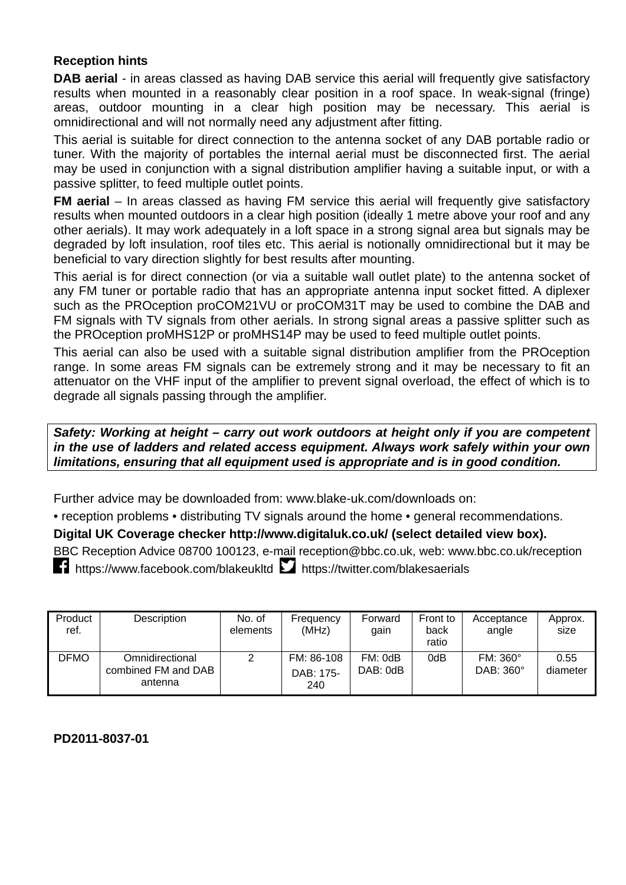**Reception hints**

**DAB aerial** - in areas classed as having DAB service this aerial will frequently give satisfactory results when mounted in a reasonably clear position in a roof space. In weak-signal (fringe) areas, outdoor mounting in a clear high position may be necessary. This aerial is omnidirectional and will not normally need any adjustment after fitting.

This aerial is suitable for direct connection to the antenna socket of any DAB portable radio or tuner. With the majority of portables the internal aerial must be disconnected first. The aerial may be used in conjunction with a signal distribution amplifier having a suitable input, or with a passive splitter, to feed multiple outlet points.

**FM aerial** – In areas classed as having FM service this aerial will frequently give satisfactory results when mounted outdoors in a clear high position (ideally 1 metre above your roof and any other aerials). It may work adequately in a loft space in a strong signal area but signals may be degraded by loft insulation, roof tiles etc. This aerial is notionally omnidirectional but it may be beneficial to vary direction slightly for best results after mounting.

This aerial is for direct connection (or via a suitable wall outlet plate) to the antenna socket of any FM tuner or portable radio that has an appropriate antenna input socket fitted. A diplexer such as the PROception proCOM21VU or proCOM31T may be used to combine the DAB and FM signals with TV signals from other aerials. In strong signal areas a passive splitter such as the PROception proMHS12P or proMHS14P may be used to feed multiple outlet points.

This aerial can also be used with a suitable signal distribution amplifier from the PROception range. In some areas FM signals can be extremely strong and it may be necessary to fit an attenuator on the VHF input of the amplifier to prevent signal overload, the effect of which is to degrade all signals passing through the amplifier.

***Safety: Working at height – carry out work outdoors at height only if you are competent in the use of ladders and related access equipment. Always work safely within your own limitations, ensuring that all equipment used is appropriate and is in good condition.***

Further advice may be downloaded from: www.blake-uk.com/downloads on:

• reception problems • distributing TV signals around the home • general recommendations.

**Digital UK Coverage checker http://www.digitaluk.co.uk/ (select detailed view box).**

BBC Reception Advice 08700 100123, e-mail reception@bbc.co.uk, web: www.bbc.co.uk/reception

https://www.facebook.com/blakeukltd https://twitter.com/blakesaerials

| Product ref. | Description | No. of elements | Frequency (MHz) | Forward gain | Front to back ratio | Acceptance angle | Approx. size |
|---|---|---|---|---|---|---|---|
| DFMO | Omnidirectional combined FM and DAB antenna | 2 | FM: 86-108 DAB: 175-240 | FM: 0dB DAB: 0dB | 0dB | FM: 360° DAB: 360° | 0.55 diameter |

**PD2011-8037-01**